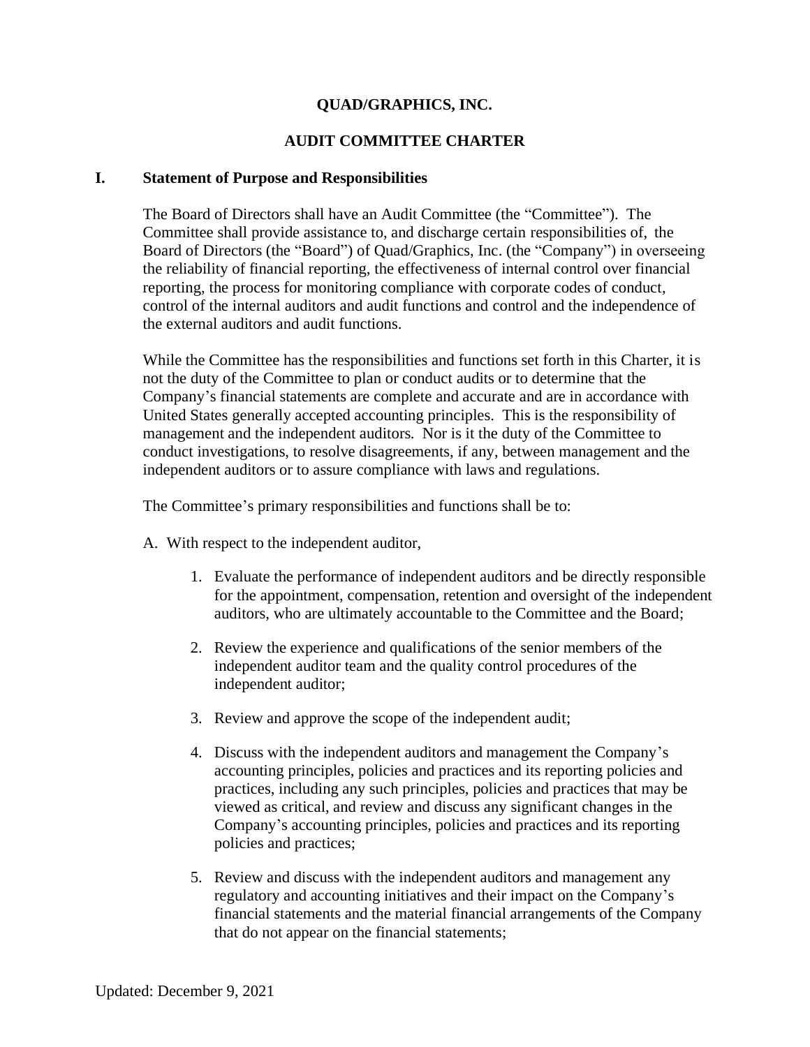# QUAD/GRAPHICS, INC.

## AUDIT COMMITTEE CHARTER

### I. Statement of Purpose and Responsibilities

The Board of Directors shall have an Audit Committee (the "Committee"). The Committee shall provide assistance to, and discharge certain responsibilities of, the Board of Directors (the "Board") of Quad/Graphics, Inc. (the "Company") in overseeing the reliability of financial reporting, the effectiveness of internal control over financial reporting, the process for monitoring compliance with corporate codes of conduct, control of the internal auditors and audit functions and control and the independence of the external auditors and audit functions.

While the Committee has the responsibilities and functions set forth in this Charter, it is not the duty of the Committee to plan or conduct audits or to determine that the Company's financial statements are complete and accurate and are in accordance with United States generally accepted accounting principles. This is the responsibility of management and the independent auditors. Nor is it the duty of the Committee to conduct investigations, to resolve disagreements, if any, between management and the independent auditors or to assure compliance with laws and regulations.

The Committee's primary responsibilities and functions shall be to:

A. With respect to the independent auditor,

1. Evaluate the performance of independent auditors and be directly responsible for the appointment, compensation, retention and oversight of the independent auditors, who are ultimately accountable to the Committee and the Board;
2. Review the experience and qualifications of the senior members of the independent auditor team and the quality control procedures of the independent auditor;
3. Review and approve the scope of the independent audit;
4. Discuss with the independent auditors and management the Company's accounting principles, policies and practices and its reporting policies and practices, including any such principles, policies and practices that may be viewed as critical, and review and discuss any significant changes in the Company's accounting principles, policies and practices and its reporting policies and practices;
5. Review and discuss with the independent auditors and management any regulatory and accounting initiatives and their impact on the Company's financial statements and the material financial arrangements of the Company that do not appear on the financial statements;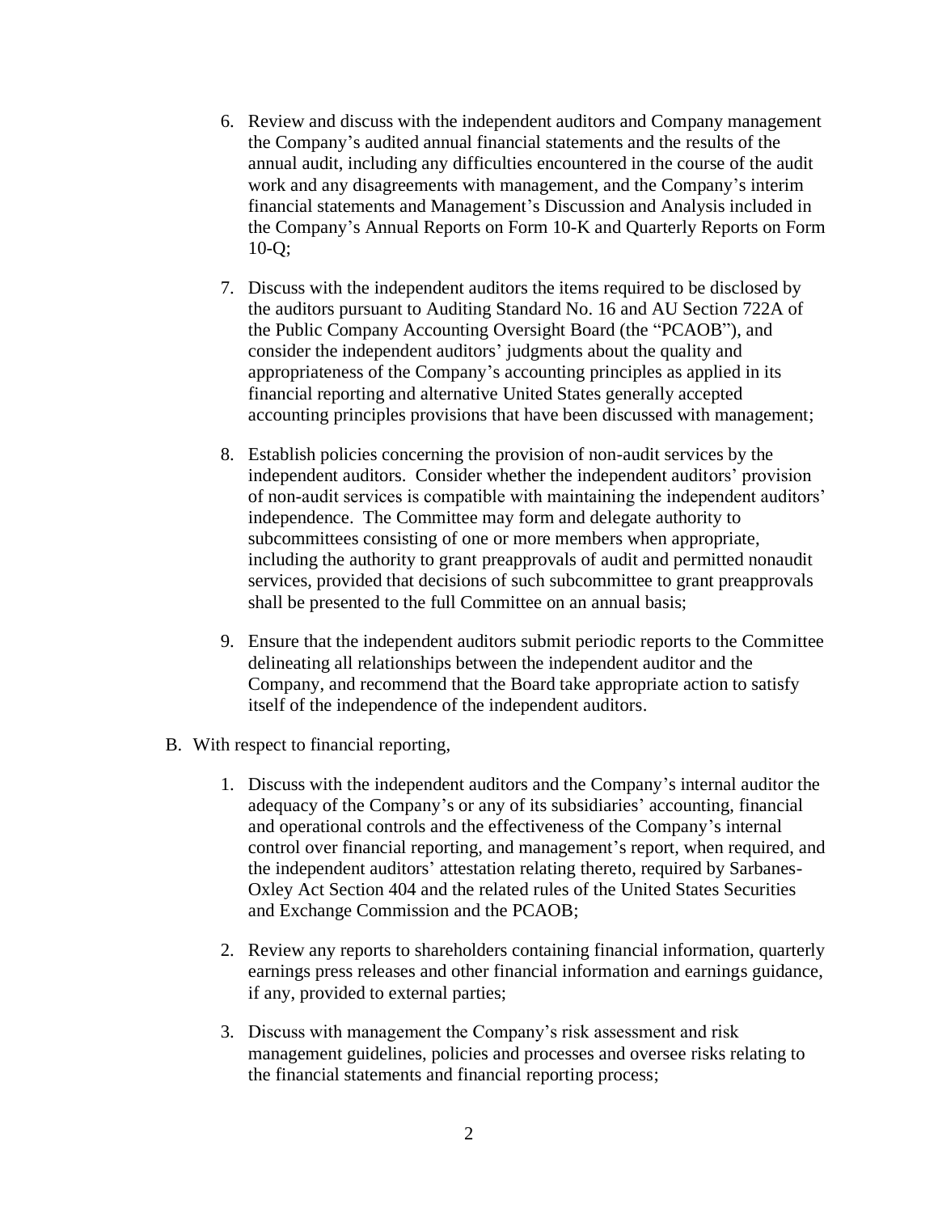6. Review and discuss with the independent auditors and Company management the Company's audited annual financial statements and the results of the annual audit, including any difficulties encountered in the course of the audit work and any disagreements with management, and the Company's interim financial statements and Management's Discussion and Analysis included in the Company's Annual Reports on Form 10-K and Quarterly Reports on Form 10-Q;

7. Discuss with the independent auditors the items required to be disclosed by the auditors pursuant to Auditing Standard No. 16 and AU Section 722A of the Public Company Accounting Oversight Board (the "PCAOB"), and consider the independent auditors' judgments about the quality and appropriateness of the Company's accounting principles as applied in its financial reporting and alternative United States generally accepted accounting principles provisions that have been discussed with management;

8. Establish policies concerning the provision of non-audit services by the independent auditors. Consider whether the independent auditors' provision of non-audit services is compatible with maintaining the independent auditors' independence. The Committee may form and delegate authority to subcommittees consisting of one or more members when appropriate, including the authority to grant preapprovals of audit and permitted nonaudit services, provided that decisions of such subcommittee to grant preapprovals shall be presented to the full Committee on an annual basis;

9. Ensure that the independent auditors submit periodic reports to the Committee delineating all relationships between the independent auditor and the Company, and recommend that the Board take appropriate action to satisfy itself of the independence of the independent auditors.

B. With respect to financial reporting,

1. Discuss with the independent auditors and the Company's internal auditor the adequacy of the Company's or any of its subsidiaries' accounting, financial and operational controls and the effectiveness of the Company's internal control over financial reporting, and management's report, when required, and the independent auditors' attestation relating thereto, required by Sarbanes-Oxley Act Section 404 and the related rules of the United States Securities and Exchange Commission and the PCAOB;

2. Review any reports to shareholders containing financial information, quarterly earnings press releases and other financial information and earnings guidance, if any, provided to external parties;

3. Discuss with management the Company's risk assessment and risk management guidelines, policies and processes and oversee risks relating to the financial statements and financial reporting process;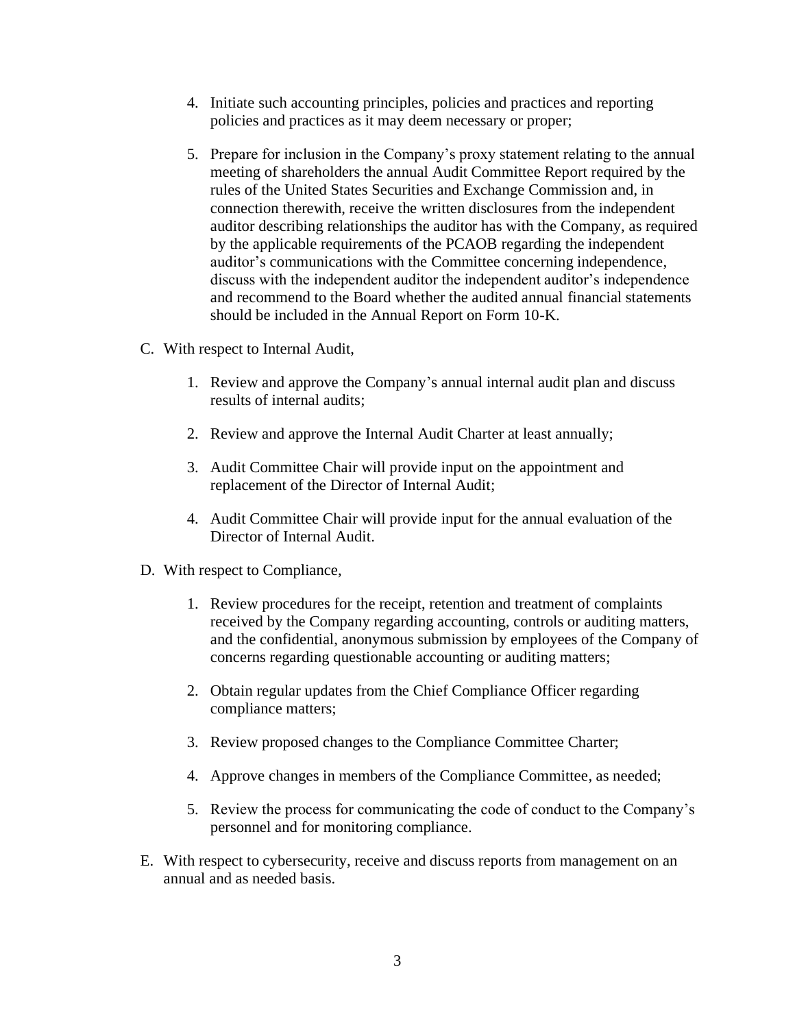4. Initiate such accounting principles, policies and practices and reporting policies and practices as it may deem necessary or proper;

5. Prepare for inclusion in the Company's proxy statement relating to the annual meeting of shareholders the annual Audit Committee Report required by the rules of the United States Securities and Exchange Commission and, in connection therewith, receive the written disclosures from the independent auditor describing relationships the auditor has with the Company, as required by the applicable requirements of the PCAOB regarding the independent auditor's communications with the Committee concerning independence, discuss with the independent auditor the independent auditor's independence and recommend to the Board whether the audited annual financial statements should be included in the Annual Report on Form 10-K.

C. With respect to Internal Audit,

1. Review and approve the Company's annual internal audit plan and discuss results of internal audits;

2. Review and approve the Internal Audit Charter at least annually;

3. Audit Committee Chair will provide input on the appointment and replacement of the Director of Internal Audit;

4. Audit Committee Chair will provide input for the annual evaluation of the Director of Internal Audit.

D. With respect to Compliance,

1. Review procedures for the receipt, retention and treatment of complaints received by the Company regarding accounting, controls or auditing matters, and the confidential, anonymous submission by employees of the Company of concerns regarding questionable accounting or auditing matters;

2. Obtain regular updates from the Chief Compliance Officer regarding compliance matters;

3. Review proposed changes to the Compliance Committee Charter;

4. Approve changes in members of the Compliance Committee, as needed;

5. Review the process for communicating the code of conduct to the Company's personnel and for monitoring compliance.

E. With respect to cybersecurity, receive and discuss reports from management on an annual and as needed basis.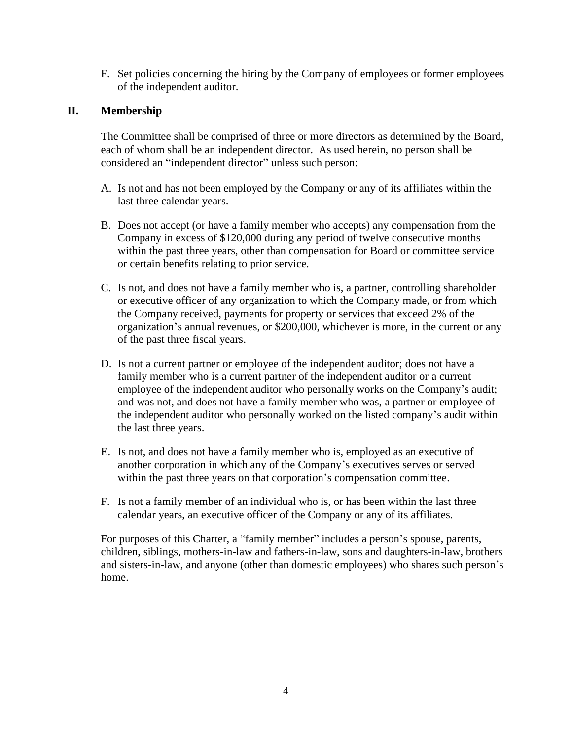F. Set policies concerning the hiring by the Company of employees or former employees of the independent auditor.

## II. Membership

The Committee shall be comprised of three or more directors as determined by the Board, each of whom shall be an independent director. As used herein, no person shall be considered an "independent director" unless such person:

A. Is not and has not been employed by the Company or any of its affiliates within the last three calendar years.

B. Does not accept (or have a family member who accepts) any compensation from the Company in excess of $120,000 during any period of twelve consecutive months within the past three years, other than compensation for Board or committee service or certain benefits relating to prior service.

C. Is not, and does not have a family member who is, a partner, controlling shareholder or executive officer of any organization to which the Company made, or from which the Company received, payments for property or services that exceed 2% of the organization's annual revenues, or $200,000, whichever is more, in the current or any of the past three fiscal years.

D. Is not a current partner or employee of the independent auditor; does not have a family member who is a current partner of the independent auditor or a current employee of the independent auditor who personally works on the Company's audit; and was not, and does not have a family member who was, a partner or employee of the independent auditor who personally worked on the listed company's audit within the last three years.

E. Is not, and does not have a family member who is, employed as an executive of another corporation in which any of the Company's executives serves or served within the past three years on that corporation's compensation committee.

F. Is not a family member of an individual who is, or has been within the last three calendar years, an executive officer of the Company or any of its affiliates.

For purposes of this Charter, a "family member" includes a person's spouse, parents, children, siblings, mothers-in-law and fathers-in-law, sons and daughters-in-law, brothers and sisters-in-law, and anyone (other than domestic employees) who shares such person's home.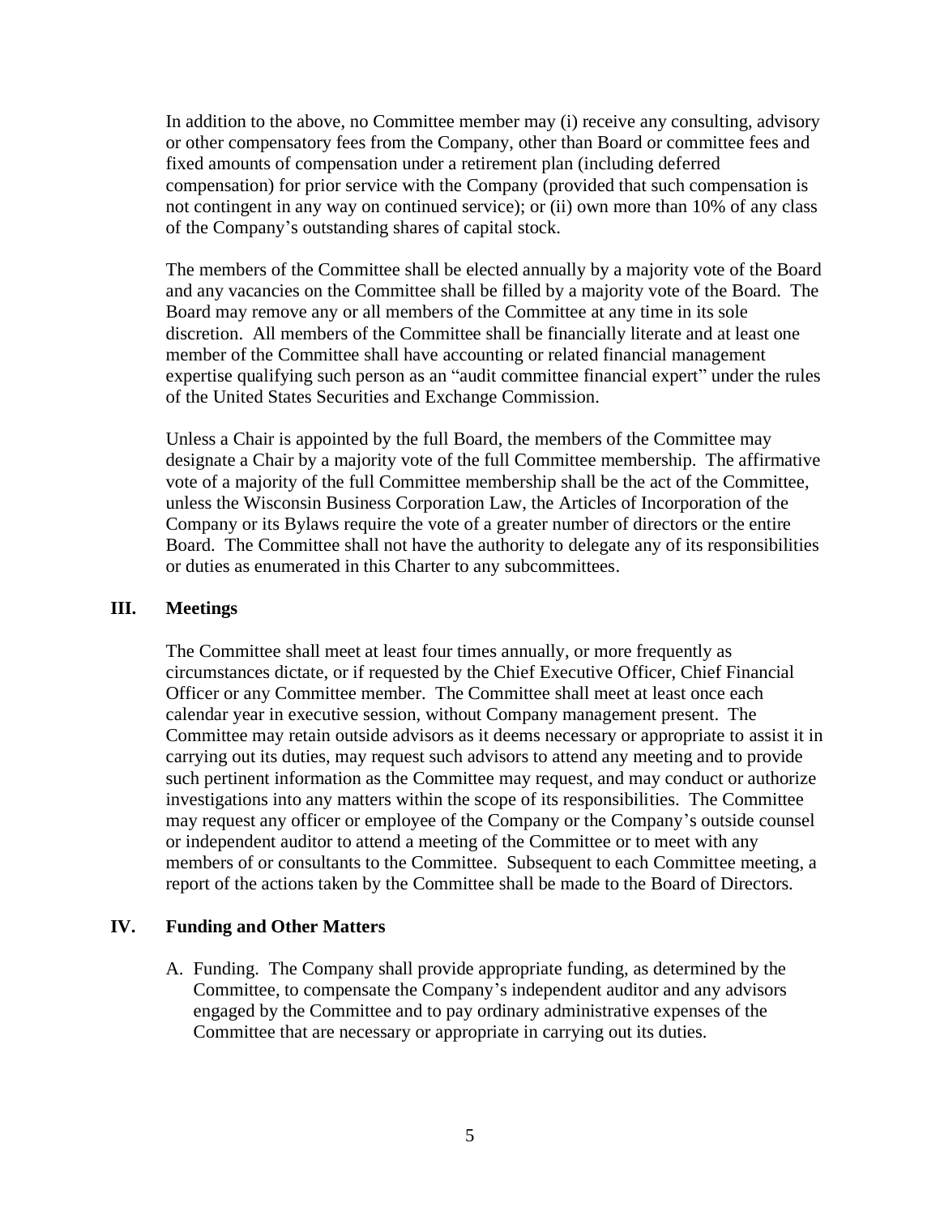In addition to the above, no Committee member may (i) receive any consulting, advisory or other compensatory fees from the Company, other than Board or committee fees and fixed amounts of compensation under a retirement plan (including deferred compensation) for prior service with the Company (provided that such compensation is not contingent in any way on continued service); or (ii) own more than 10% of any class of the Company's outstanding shares of capital stock.

The members of the Committee shall be elected annually by a majority vote of the Board and any vacancies on the Committee shall be filled by a majority vote of the Board. The Board may remove any or all members of the Committee at any time in its sole discretion. All members of the Committee shall be financially literate and at least one member of the Committee shall have accounting or related financial management expertise qualifying such person as an "audit committee financial expert" under the rules of the United States Securities and Exchange Commission.

Unless a Chair is appointed by the full Board, the members of the Committee may designate a Chair by a majority vote of the full Committee membership. The affirmative vote of a majority of the full Committee membership shall be the act of the Committee, unless the Wisconsin Business Corporation Law, the Articles of Incorporation of the Company or its Bylaws require the vote of a greater number of directors or the entire Board. The Committee shall not have the authority to delegate any of its responsibilities or duties as enumerated in this Charter to any subcommittees.

## III. Meetings

The Committee shall meet at least four times annually, or more frequently as circumstances dictate, or if requested by the Chief Executive Officer, Chief Financial Officer or any Committee member. The Committee shall meet at least once each calendar year in executive session, without Company management present. The Committee may retain outside advisors as it deems necessary or appropriate to assist it in carrying out its duties, may request such advisors to attend any meeting and to provide such pertinent information as the Committee may request, and may conduct or authorize investigations into any matters within the scope of its responsibilities. The Committee may request any officer or employee of the Company or the Company's outside counsel or independent auditor to attend a meeting of the Committee or to meet with any members of or consultants to the Committee. Subsequent to each Committee meeting, a report of the actions taken by the Committee shall be made to the Board of Directors.

## IV. Funding and Other Matters

A. Funding. The Company shall provide appropriate funding, as determined by the Committee, to compensate the Company's independent auditor and any advisors engaged by the Committee and to pay ordinary administrative expenses of the Committee that are necessary or appropriate in carrying out its duties.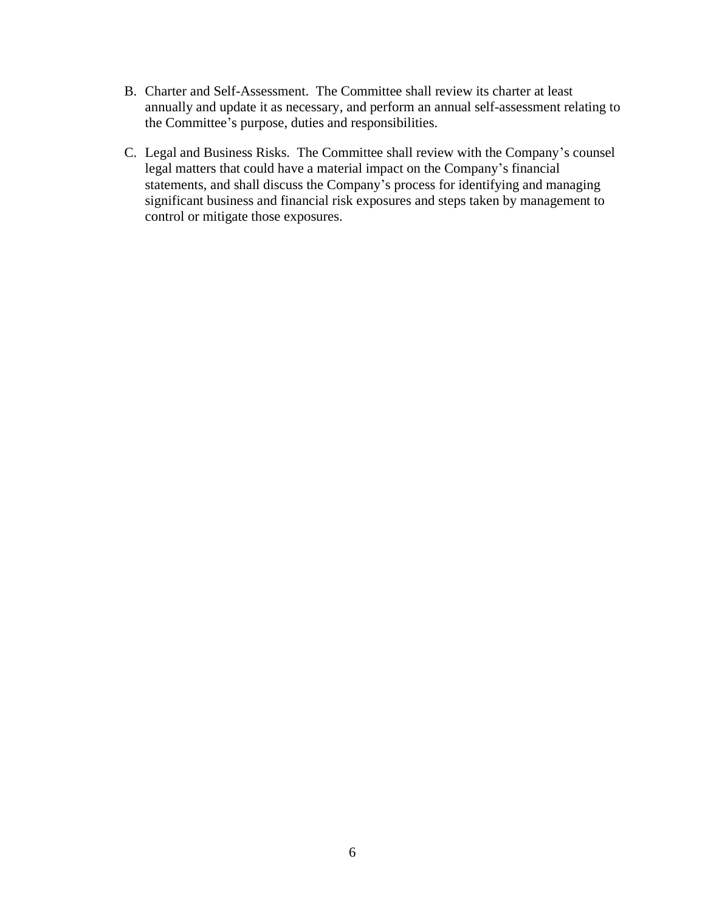B. Charter and Self-Assessment. The Committee shall review its charter at least annually and update it as necessary, and perform an annual self-assessment relating to the Committee's purpose, duties and responsibilities.

C. Legal and Business Risks. The Committee shall review with the Company's counsel legal matters that could have a material impact on the Company's financial statements, and shall discuss the Company's process for identifying and managing significant business and financial risk exposures and steps taken by management to control or mitigate those exposures.